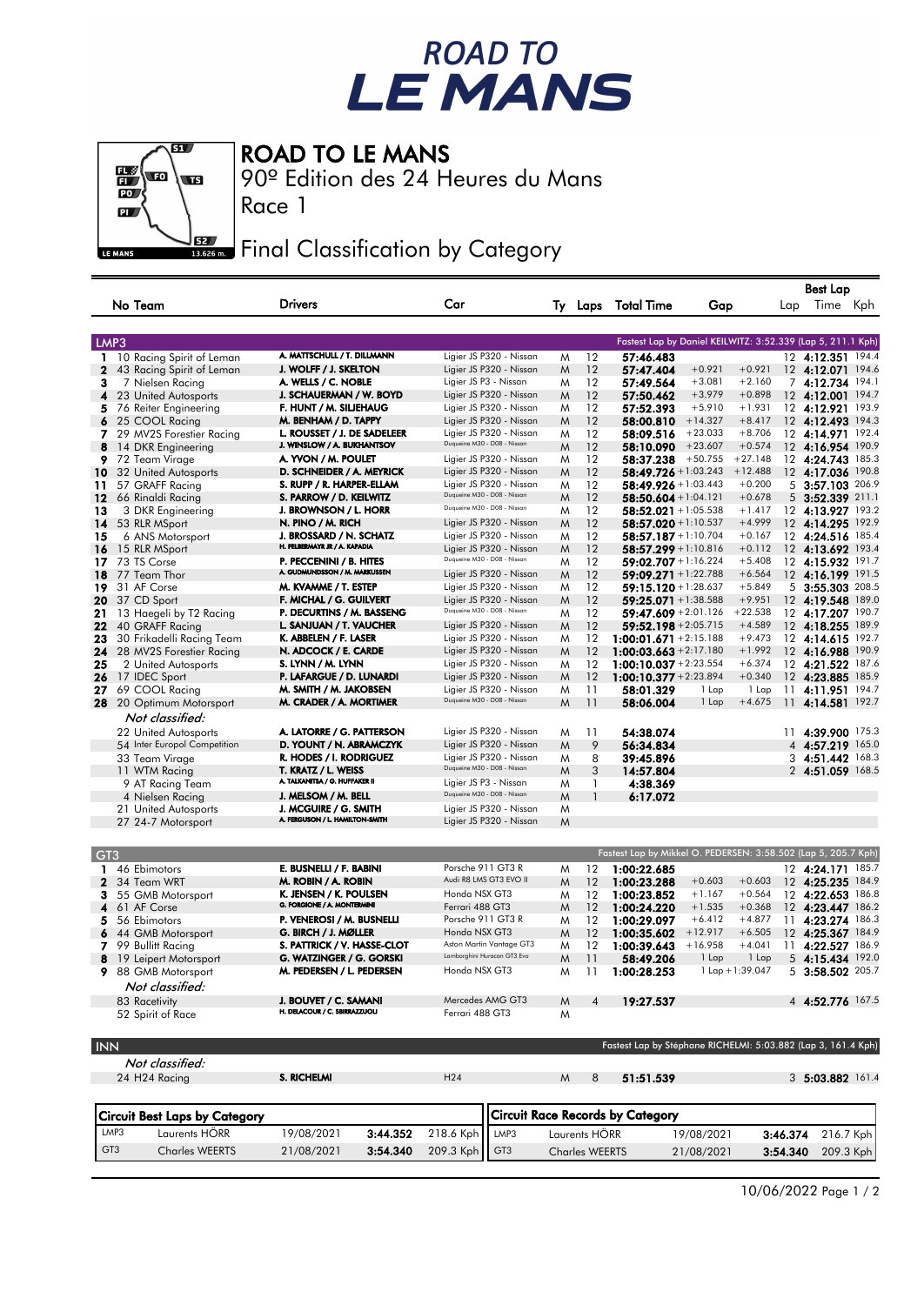# ROAD TO LE MANS

## ROAD TO LE MANS

90º Edition des 24 Heures du Mans

Race 1

## Final Classification by Category

| | No | Team | Drivers | Car | Ty | Laps | Total Time | Gap | | Best Lap Lap | Time | Kph |
|---|---|---|---|---|---|---|---|---|---|---|---|---|
| **LMP3** | | | | | | | Fastest Lap by Daniel KEILWITZ: 3:52.339 (Lap 5, 211.1 Kph) | | | | | |
| 1 | 10 | Racing Spirit of Leman | A. MATTSCHULL / T. DILLMANN | Ligier JS P320 - Nissan | M | 12 | 57:46.483 | | | 12 | 4:12.351 | 194.4 |
| 2 | 43 | Racing Spirit of Leman | J. WOLFF / J. SKELTON | Ligier JS P320 - Nissan | M | 12 | 57:47.404 | +0.921 | +0.921 | 12 | 4:12.071 | 194.6 |
| 3 | 7 | Nielsen Racing | A. WELLS / C. NOBLE | Ligier JS P3 - Nissan | M | 12 | 57:49.564 | +3.081 | +2.160 | 7 | 4:12.734 | 194.1 |
| 4 | 23 | United Autosports | J. SCHAUERMAN / W. BOYD | Ligier JS P320 - Nissan | M | 12 | 57:50.462 | +3.979 | +0.898 | 12 | 4:12.001 | 194.7 |
| 5 | 76 | Reiter Engineering | F. HUNT / M. SILJEHAUG | Ligier JS P320 - Nissan | M | 12 | 57:52.393 | +5.910 | +1.931 | 12 | 4:12.921 | 193.9 |
| 6 | 25 | COOL Racing | M. BENHAM / D. TAPPY | Ligier JS P320 - Nissan | M | 12 | 58:00.810 | +14.327 | +8.417 | 12 | 4:12.493 | 194.3 |
| 7 | 29 | MV2S Forestier Racing | L. ROUSSET / J. DE SADELEER | Ligier JS P320 - Nissan | M | 12 | 58:09.516 | +23.033 | +8.706 | 12 | 4:14.971 | 192.4 |
| 8 | 14 | DKR Engineering | J. WINSLOW / A. BUKHANTSOV | Duqueine M30 - D08 - Nissan | M | 12 | 58:10.090 | +23.607 | +0.574 | 12 | 4:16.954 | 190.9 |
| 9 | 72 | Team Virage | A. YVON / M. POULET | Ligier JS P320 - Nissan | M | 12 | 58:37.238 | +50.755 | +27.148 | 12 | 4:24.743 | 185.3 |
| 10 | 32 | United Autosports | D. SCHNEIDER / A. MEYRICK | Ligier JS P320 - Nissan | M | 12 | 58:49.726 | +1:03.243 | +12.488 | 12 | 4:17.036 | 190.8 |
| 11 | 57 | GRAFF Racing | S. RUPP / R. HARPER-ELLAM | Ligier JS P320 - Nissan | M | 12 | 58:49.926 | +1:03.443 | +0.200 | 5 | 3:57.103 | 206.9 |
| 12 | 66 | Rinaldi Racing | S. PARROW / D. KEILWITZ | Duqueine M30 - D08 - Nissan | M | 12 | 58:50.604 | +1:04.121 | +0.678 | 5 | 3:52.339 | 211.1 |
| 13 | 3 | DKR Engineering | J. BROWNSON / L. HORR | Duqueine M30 - D08 - Nissan | M | 12 | 58:52.021 | +1:05.538 | +1.417 | 12 | 4:13.927 | 193.2 |
| 14 | 53 | RLR MSport | N. PINO / M. RICH | Ligier JS P320 - Nissan | M | 12 | 58:57.020 | +1:10.537 | +4.999 | 12 | 4:14.295 | 192.9 |
| 15 | 6 | ANS Motorsport | J. BROSSARD / N. SCHATZ | Ligier JS P320 - Nissan | M | 12 | 58:57.187 | +1:10.704 | +0.167 | 12 | 4:24.516 | 185.4 |
| 16 | 15 | RLR MSport | H. FELBERMAYR JR / A. KAPADIA | Ligier JS P320 - Nissan | M | 12 | 58:57.299 | +1:10.816 | +0.112 | 12 | 4:13.692 | 193.4 |
| 17 | 73 | TS Corse | P. PECCENINI / B. HITES | Duqueine M30 - D08 - Nissan | M | 12 | 59:02.707 | +1:16.224 | +5.408 | 12 | 4:15.932 | 191.7 |
| 18 | 77 | Team Thor | A. GUDMUNDSSON / M. MARKUSSEN | Ligier JS P320 - Nissan | M | 12 | 59:09.271 | +1:22.788 | +6.564 | 12 | 4:16.199 | 191.5 |
| 19 | 31 | AF Corse | M. KVAMME / T. ESTEP | Ligier JS P320 - Nissan | M | 12 | 59:15.120 | +1:28.637 | +5.849 | 5 | 3:55.303 | 208.5 |
| 20 | 37 | CD Sport | F. MICHAL / G. GUILVERT | Ligier JS P320 - Nissan | M | 12 | 59:25.071 | +1:38.588 | +9.951 | 12 | 4:19.548 | 189.0 |
| 21 | 13 | Haegeli by T2 Racing | P. DECURTINS / M. BASSENG | Duqueine M30 - D08 - Nissan | M | 12 | 59:47.609 | +2:01.126 | +22.538 | 12 | 4:17.207 | 190.7 |
| 22 | 40 | GRAFF Racing | L. SANJUAN / T. VAUCHER | Ligier JS P320 - Nissan | M | 12 | 59:52.198 | +2:05.715 | +4.589 | 12 | 4:18.255 | 189.9 |
| 23 | 30 | Frikadelli Racing Team | K. ABBELEN / F. LASER | Ligier JS P320 - Nissan | M | 12 | 1:00:01.671 | +2:15.188 | +9.473 | 12 | 4:14.615 | 192.7 |
| 24 | 28 | MV2S Forestier Racing | N. ADCOCK / E. CARDE | Ligier JS P320 - Nissan | M | 12 | 1:00:03.663 | +2:17.180 | +1.992 | 12 | 4:16.988 | 190.9 |
| 25 | 2 | United Autosports | S. LYNN / M. LYNN | Ligier JS P320 - Nissan | M | 12 | 1:00:10.037 | +2:23.554 | +6.374 | 12 | 4:21.522 | 187.6 |
| 26 | 17 | IDEC Sport | P. LAFARGUE / D. LUNARDI | Ligier JS P320 - Nissan | M | 12 | 1:00:10.377 | +2:23.894 | +0.340 | 12 | 4:23.885 | 185.9 |
| 27 | 69 | COOL Racing | M. SMITH / M. JAKOBSEN | Ligier JS P320 - Nissan | M | 11 | 58:01.329 | 1 Lap | 1 Lap | 11 | 4:11.951 | 194.7 |
| 28 | 20 | Optimum Motorsport | M. CRADER / A. MORTIMER | Duqueine M30 - D08 - Nissan | M | 11 | 58:06.004 | 1 Lap | +4.675 | 11 | 4:14.581 | 192.7 |
| | | *Not classified:* | | | | | | | | | | |
| | 22 | United Autosports | A. LATORRE / G. PATTERSON | Ligier JS P320 - Nissan | M | 11 | 54:38.074 | | | 11 | 4:39.900 | 175.3 |
| | 54 | Inter Europol Competition | D. YOUNT / N. ABRAMCZYK | Ligier JS P320 - Nissan | M | 9 | 56:34.834 | | | 4 | 4:57.219 | 165.0 |
| | 33 | Team Virage | R. HODES / I. RODRIGUEZ | Ligier JS P320 - Nissan | M | 8 | 39:45.896 | | | 3 | 4:51.442 | 168.3 |
| | 11 | WTM Racing | T. KRATZ / L. WEISS | Duqueine M30 - D08 - Nissan | M | 3 | 14:57.804 | | | 2 | 4:51.059 | 168.5 |
| | 9 | AT Racing Team | A. TALKANITSA / G. HUFFAKER II | Ligier JS P3 - Nissan | M | 1 | 4:38.369 | | | | | |
| | 4 | Nielsen Racing | J. MELSOM / M. BELL | Duqueine M30 - D08 - Nissan | M | 1 | 6:17.072 | | | | | |
| | 21 | United Autosports | J. MCGUIRE / G. SMITH | Ligier JS P320 - Nissan | M | | | | | | | |
| | 27 | 24-7 Motorsport | A. FERGUSON / L. HAMILTON-SMITH | Ligier JS P320 - Nissan | M | | | | | | | |
| **GT3** | | | | | | | Fastest Lap by Mikkel O. PEDERSEN: 3:58.502 (Lap 5, 205.7 Kph) | | | | | |
| 1 | 46 | Ebimotors | E. BUSNELLI / F. BABINI | Porsche 911 GT3 R | M | 12 | 1:00:22.685 | | | 12 | 4:24.171 | 185.7 |
| 2 | 34 | Team WRT | M. ROBIN / A. ROBIN | Audi R8 LMS GT3 EVO II | M | 12 | 1:00:23.288 | +0.603 | +0.603 | 12 | 4:25.235 | 184.9 |
| 3 | 55 | GMB Motorsport | K. JENSEN / K. POULSEN | Honda NSX GT3 | M | 12 | 1:00:23.852 | +1.167 | +0.564 | 12 | 4:22.653 | 186.8 |
| 4 | 61 | AF Corse | G. FORGIONE / A. MONTERMINI | Ferrari 488 GT3 | M | 12 | 1:00:24.220 | +1.535 | +0.368 | 12 | 4:23.447 | 186.2 |
| 5 | 56 | Ebimotors | P. VENEROSI / M. BUSNELLI | Porsche 911 GT3 R | M | 12 | 1:00:29.097 | +6.412 | +4.877 | 11 | 4:23.274 | 186.3 |
| 6 | 44 | GMB Motorsport | G. BIRCH / J. MØLLER | Honda NSX GT3 | M | 12 | 1:00:35.602 | +12.917 | +6.505 | 12 | 4:25.367 | 184.9 |
| 7 | 99 | Bullitt Racing | S. PATTRICK / V. HASSE-CLOT | Aston Martin Vantage GT3 | M | 12 | 1:00:39.643 | +16.958 | +4.041 | 11 | 4:22.527 | 186.9 |
| 8 | 19 | Leipert Motorsport | G. WATZINGER / G. GORSKI | Lamborghini Huracan GT3 Evo | M | 11 | 58:49.206 | 1 Lap | 1 Lap | 5 | 4:15.434 | 192.0 |
| 9 | 88 | GMB Motorsport | M. PEDERSEN / L. PEDERSEN | Honda NSX GT3 | M | 11 | 1:00:28.253 | 1 Lap | +1:39.047 | 5 | 3:58.502 | 205.7 |
| | | *Not classified:* | | | | | | | | | | |
| | 83 | Racetivity | J. BOUVET / C. SAMANI | Mercedes AMG GT3 | M | 4 | 19:27.537 | | | 4 | 4:52.776 | 167.5 |
| | 52 | Spirit of Race | H. DELACOUR / C. SBIRRAZZUOLI | Ferrari 488 GT3 | M | | | | | | | |
| **INN** | | | | | | | Fastest Lap by Stéphane RICHELMI: 5:03.882 (Lap 3, 161.4 Kph) | | | | | |
| | | *Not classified:* | | | | | | | | | | |
| | 24 | H24 Racing | S. RICHELMI | H24 | M | 8 | 51:51.539 | | | 3 | 5:03.882 | 161.4 |

| Circuit Best Laps by Category | | | | |
|---|---|---|---|---|
| LMP3 | Laurents HÖRR | 19/08/2021 | 3:44.352 | 218.6 Kph |
| GT3 | Charles WEERTS | 21/08/2021 | 3:54.340 | 209.3 Kph |

| Circuit Race Records by Category | | | | |
|---|---|---|---|---|
| LMP3 | Laurents HÖRR | 19/08/2021 | 3:46.374 | 216.7 Kph |
| GT3 | Charles WEERTS | 21/08/2021 | 3:54.340 | 209.3 Kph |

10/06/2022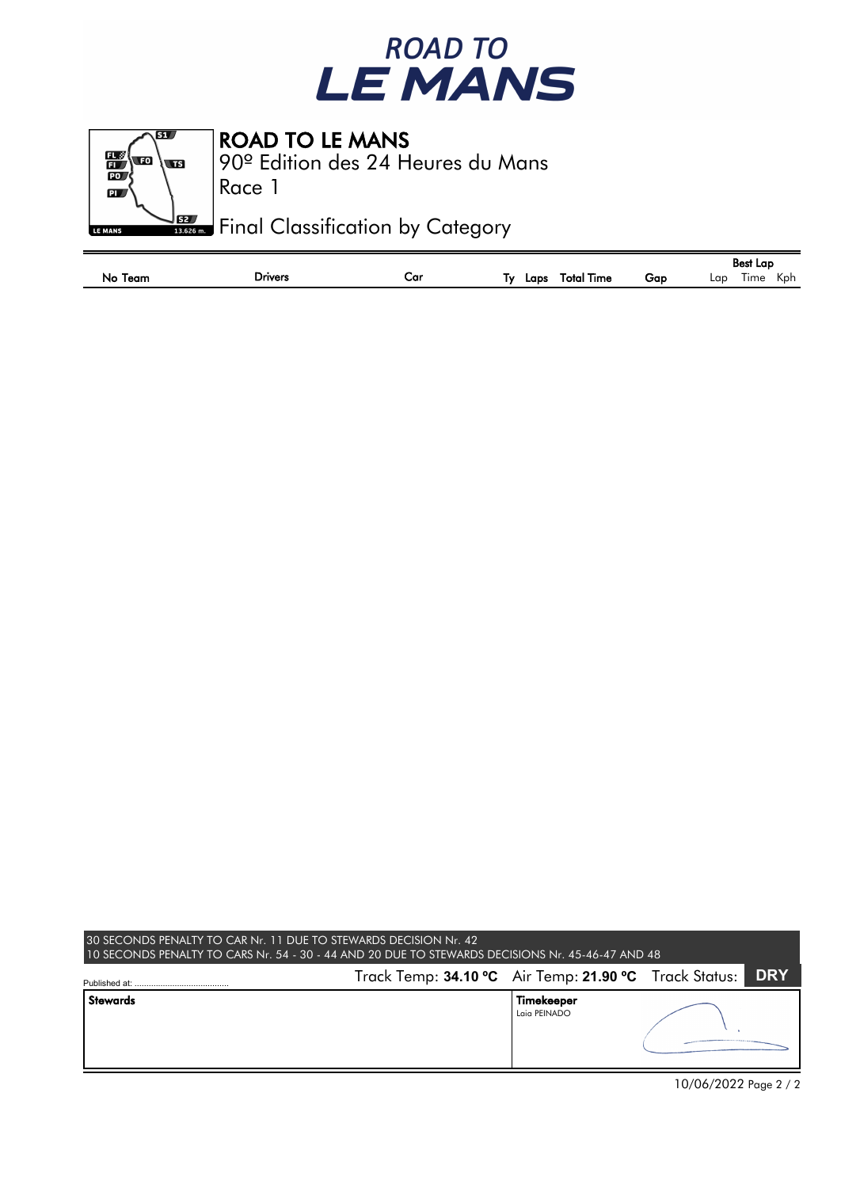# ROAD TO LE MANS

## ROAD TO LE MANS

90º Edition des 24 Heures du Mans

Race 1

Final Classification by Category

| No | Team | Drivers | Car | Ty | Laps | Total Time | Gap | Best Lap Lap | Best Lap Time | Best Lap Kph |
|---|---|---|---|---|---|---|---|---|---|---|

30 SECONDS PENALTY TO CAR Nr. 11 DUE TO STEWARDS DECISION Nr. 42
10 SECONDS PENALTY TO CARS Nr. 54 - 30 - 44 AND 20 DUE TO STEWARDS DECISIONS Nr. 45-46-47 AND 48

Published at: ........................................

Track Temp: **34.10 ºC** Air Temp: **21.90 ºC** Track Status: **DRY**

| Stewards | Timekeeper |
|---|---|
| | Laia PEINADO |

10/06/2022